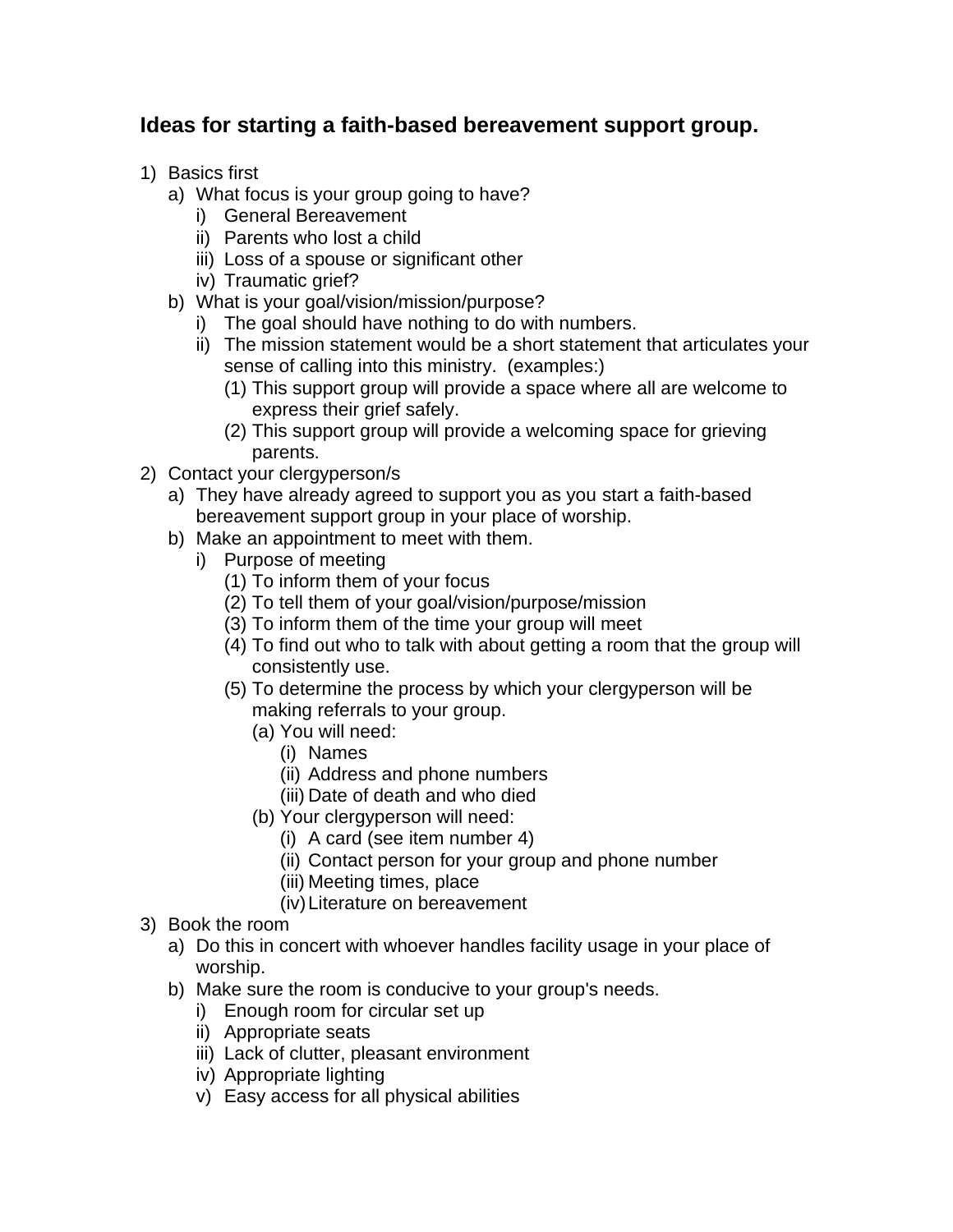## Ideas for starting a faith-based bereavement support group.

1) Basics first
   a) What focus is your group going to have?
      i) General Bereavement
      ii) Parents who lost a child
      iii) Loss of a spouse or significant other
      iv) Traumatic grief?
   b) What is your goal/vision/mission/purpose?
      i) The goal should have nothing to do with numbers.
      ii) The mission statement would be a short statement that articulates your sense of calling into this ministry. (examples:)
         (1) This support group will provide a space where all are welcome to express their grief safely.
         (2) This support group will provide a welcoming space for grieving parents.
2) Contact your clergyperson/s
   a) They have already agreed to support you as you start a faith-based bereavement support group in your place of worship.
   b) Make an appointment to meet with them.
      i) Purpose of meeting
         (1) To inform them of your focus
         (2) To tell them of your goal/vision/purpose/mission
         (3) To inform them of the time your group will meet
         (4) To find out who to talk with about getting a room that the group will consistently use.
         (5) To determine the process by which your clergyperson will be making referrals to your group.
            (a) You will need:
               (i) Names
               (ii) Address and phone numbers
               (iii) Date of death and who died
            (b) Your clergyperson will need:
               (i) A card (see item number 4)
               (ii) Contact person for your group and phone number
               (iii) Meeting times, place
               (iv) Literature on bereavement
3) Book the room
   a) Do this in concert with whoever handles facility usage in your place of worship.
   b) Make sure the room is conducive to your group's needs.
      i) Enough room for circular set up
      ii) Appropriate seats
      iii) Lack of clutter, pleasant environment
      iv) Appropriate lighting
      v) Easy access for all physical abilities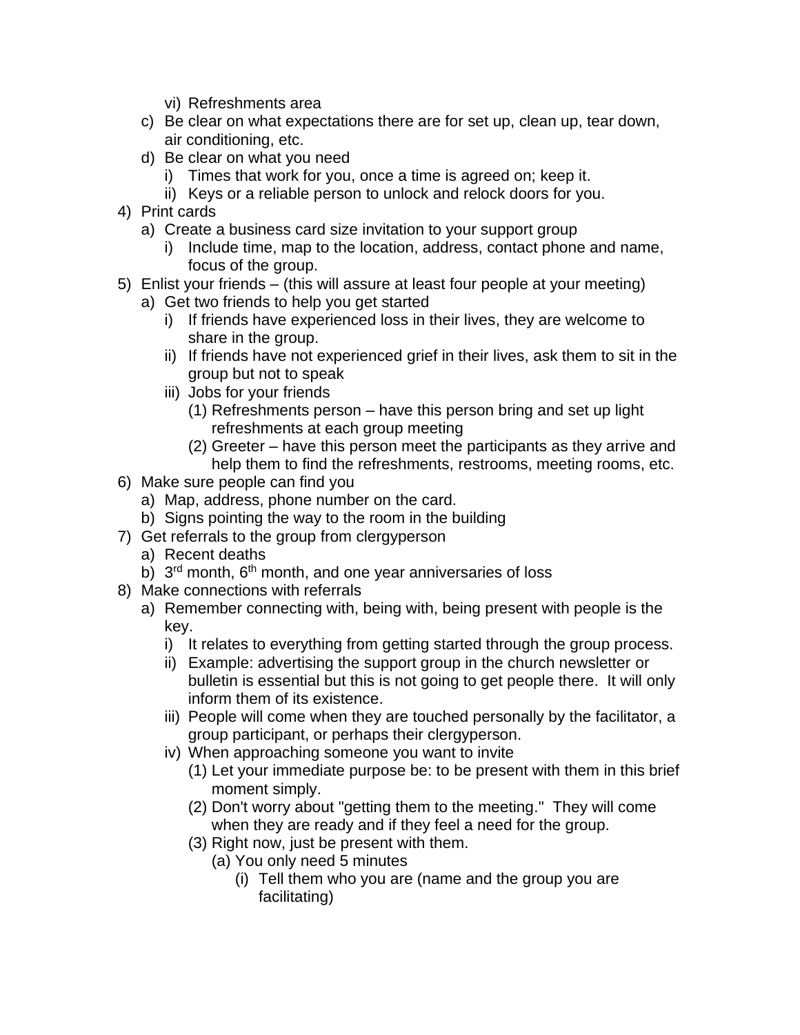- vi) Refreshments area
    - c) Be clear on what expectations there are for set up, clean up, tear down, air conditioning, etc.
    - d) Be clear on what you need
        - i) Times that work for you, once a time is agreed on; keep it.
        - ii) Keys or a reliable person to unlock and relock doors for you.
4) Print cards
    - a) Create a business card size invitation to your support group
        - i) Include time, map to the location, address, contact phone and name, focus of the group.
5) Enlist your friends – (this will assure at least four people at your meeting)
    - a) Get two friends to help you get started
        - i) If friends have experienced loss in their lives, they are welcome to share in the group.
        - ii) If friends have not experienced grief in their lives, ask them to sit in the group but not to speak
        - iii) Jobs for your friends
            - (1) Refreshments person – have this person bring and set up light refreshments at each group meeting
            - (2) Greeter – have this person meet the participants as they arrive and help them to find the refreshments, restrooms, meeting rooms, etc.
6) Make sure people can find you
    - a) Map, address, phone number on the card.
    - b) Signs pointing the way to the room in the building
7) Get referrals to the group from clergyperson
    - a) Recent deaths
    - b) 3rd month, 6th month, and one year anniversaries of loss
8) Make connections with referrals
    - a) Remember connecting with, being with, being present with people is the key.
        - i) It relates to everything from getting started through the group process.
        - ii) Example: advertising the support group in the church newsletter or bulletin is essential but this is not going to get people there. It will only inform them of its existence.
        - iii) People will come when they are touched personally by the facilitator, a group participant, or perhaps their clergyperson.
        - iv) When approaching someone you want to invite
            - (1) Let your immediate purpose be: to be present with them in this brief moment simply.
            - (2) Don't worry about "getting them to the meeting." They will come when they are ready and if they feel a need for the group.
            - (3) Right now, just be present with them.
                - (a) You only need 5 minutes
                    - (i) Tell them who you are (name and the group you are facilitating)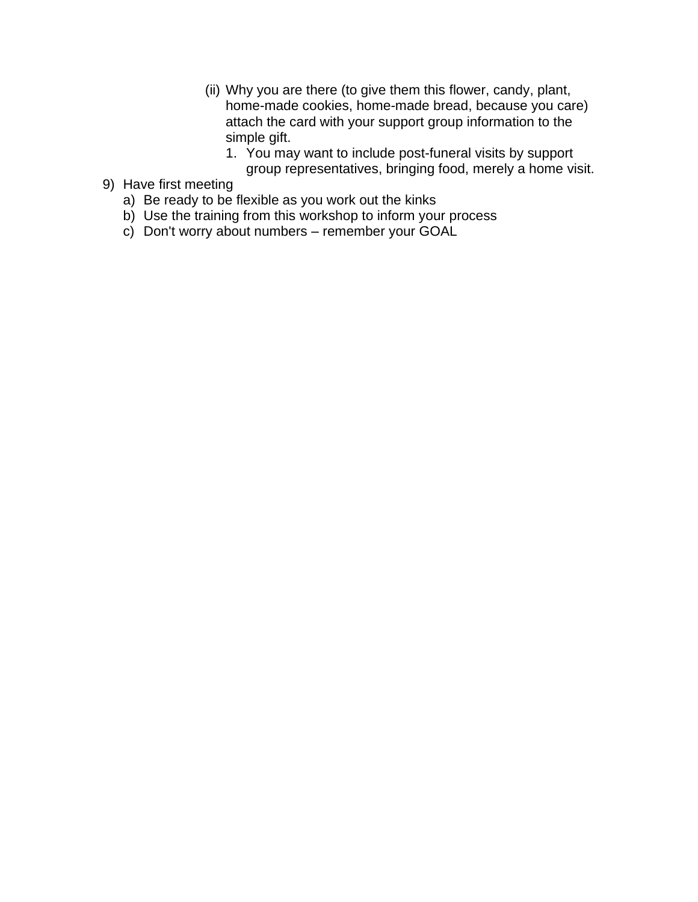(ii) Why you are there (to give them this flower, candy, plant, home-made cookies, home-made bread, because you care) attach the card with your support group information to the simple gift.
    1. You may want to include post-funeral visits by support group representatives, bringing food, merely a home visit.

9) Have first meeting
    a) Be ready to be flexible as you work out the kinks
    b) Use the training from this workshop to inform your process
    c) Don't worry about numbers – remember your GOAL